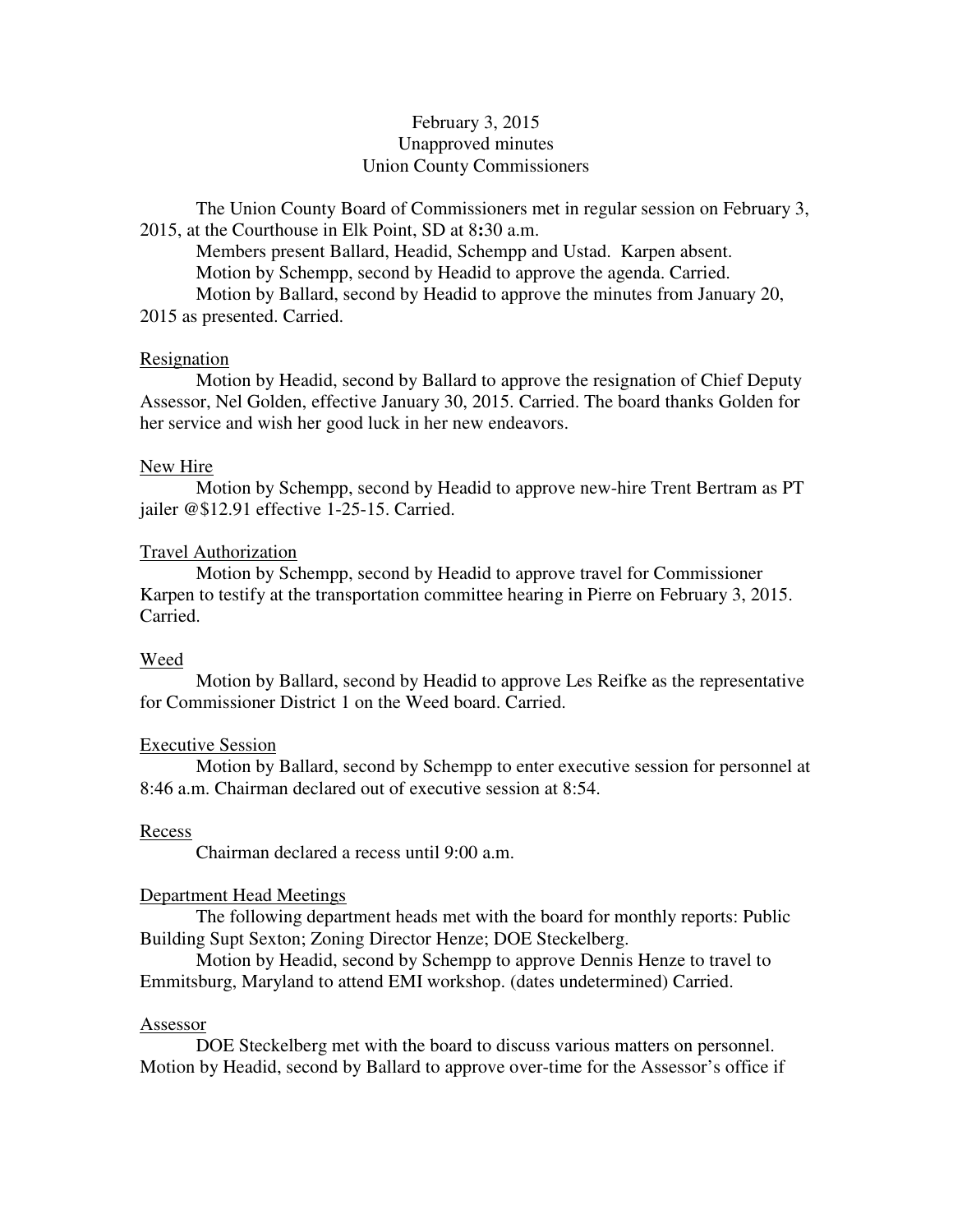February 3, 2015
Unapproved minutes
Union County Commissioners

The Union County Board of Commissioners met in regular session on February 3, 2015, at the Courthouse in Elk Point, SD at 8:30 a.m.

Members present Ballard, Headid, Schempp and Ustad. Karpen absent.

Motion by Schempp, second by Headid to approve the agenda. Carried.

Motion by Ballard, second by Headid to approve the minutes from January 20, 2015 as presented. Carried.

<u>Resignation</u>

Motion by Headid, second by Ballard to approve the resignation of Chief Deputy Assessor, Nel Golden, effective January 30, 2015. Carried. The board thanks Golden for her service and wish her good luck in her new endeavors.

<u>New Hire</u>

Motion by Schempp, second by Headid to approve new-hire Trent Bertram as PT jailer @$12.91 effective 1-25-15. Carried.

<u>Travel Authorization</u>

Motion by Schempp, second by Headid to approve travel for Commissioner Karpen to testify at the transportation committee hearing in Pierre on February 3, 2015. Carried.

<u>Weed</u>

Motion by Ballard, second by Headid to approve Les Reifke as the representative for Commissioner District 1 on the Weed board. Carried.

<u>Executive Session</u>

Motion by Ballard, second by Schempp to enter executive session for personnel at 8:46 a.m. Chairman declared out of executive session at 8:54.

<u>Recess</u>

Chairman declared a recess until 9:00 a.m.

<u>Department Head Meetings</u>

The following department heads met with the board for monthly reports: Public Building Supt Sexton; Zoning Director Henze; DOE Steckelberg.

Motion by Headid, second by Schempp to approve Dennis Henze to travel to Emmitsburg, Maryland to attend EMI workshop. (dates undetermined) Carried.

<u>Assessor</u>

DOE Steckelberg met with the board to discuss various matters on personnel. Motion by Headid, second by Ballard to approve over-time for the Assessor's office if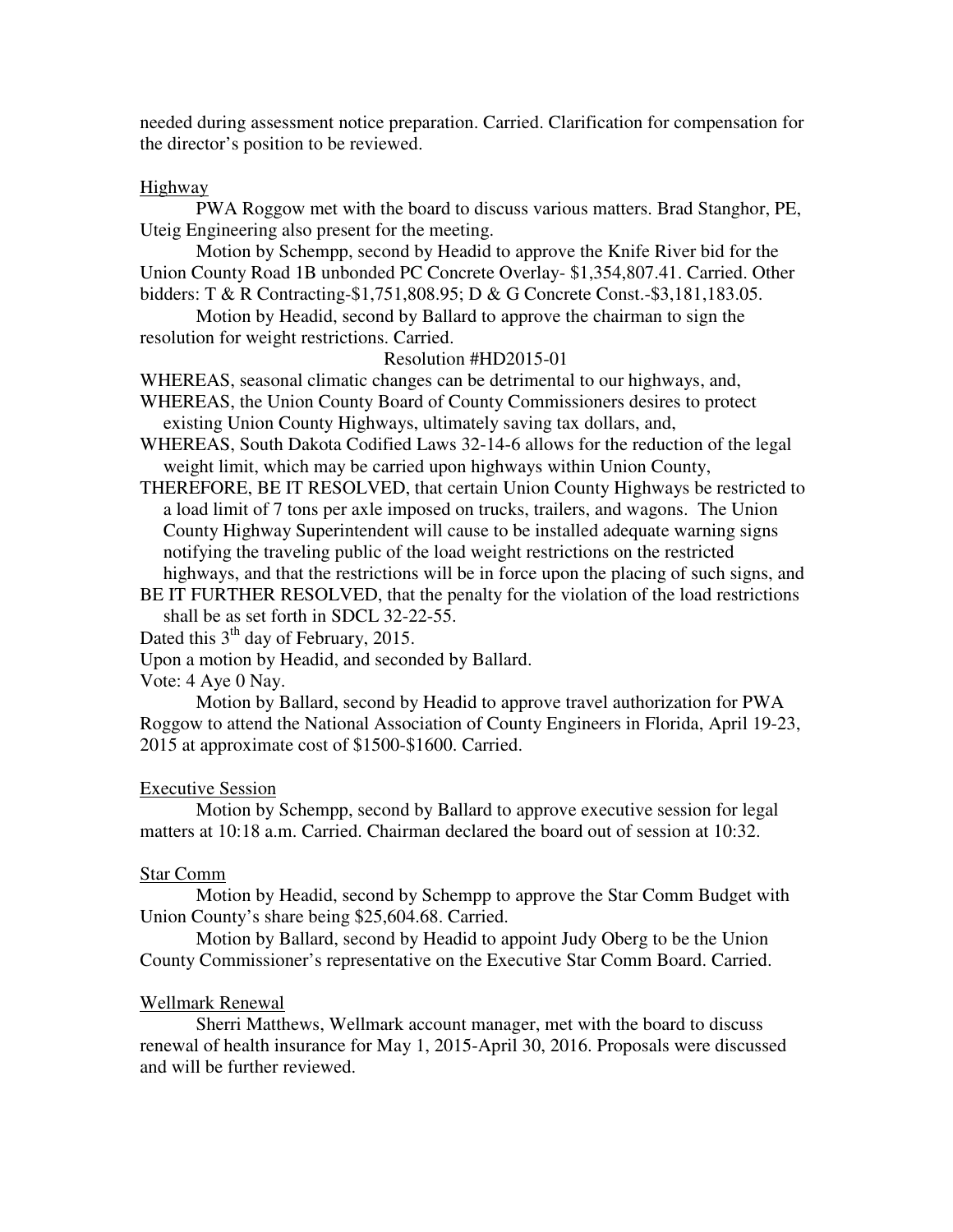needed during assessment notice preparation. Carried. Clarification for compensation for the director's position to be reviewed.

Highway

PWA Roggow met with the board to discuss various matters. Brad Stanghor, PE, Uteig Engineering also present for the meeting.

Motion by Schempp, second by Headid to approve the Knife River bid for the Union County Road 1B unbonded PC Concrete Overlay- $1,354,807.41. Carried. Other bidders: T & R Contracting-$1,751,808.95; D & G Concrete Const.-$3,181,183.05.

Motion by Headid, second by Ballard to approve the chairman to sign the resolution for weight restrictions. Carried.

Resolution #HD2015-01

WHEREAS, seasonal climatic changes can be detrimental to our highways, and,

WHEREAS, the Union County Board of County Commissioners desires to protect existing Union County Highways, ultimately saving tax dollars, and,

WHEREAS, South Dakota Codified Laws 32-14-6 allows for the reduction of the legal weight limit, which may be carried upon highways within Union County,

THEREFORE, BE IT RESOLVED, that certain Union County Highways be restricted to a load limit of 7 tons per axle imposed on trucks, trailers, and wagons. The Union County Highway Superintendent will cause to be installed adequate warning signs notifying the traveling public of the load weight restrictions on the restricted highways, and that the restrictions will be in force upon the placing of such signs, and

BE IT FURTHER RESOLVED, that the penalty for the violation of the load restrictions shall be as set forth in SDCL 32-22-55.

Dated this 3th day of February, 2015.

Upon a motion by Headid, and seconded by Ballard.

Vote: 4 Aye 0 Nay.

Motion by Ballard, second by Headid to approve travel authorization for PWA Roggow to attend the National Association of County Engineers in Florida, April 19-23, 2015 at approximate cost of $1500-$1600. Carried.

Executive Session

Motion by Schempp, second by Ballard to approve executive session for legal matters at 10:18 a.m. Carried. Chairman declared the board out of session at 10:32.

Star Comm

Motion by Headid, second by Schempp to approve the Star Comm Budget with Union County's share being $25,604.68. Carried.

Motion by Ballard, second by Headid to appoint Judy Oberg to be the Union County Commissioner's representative on the Executive Star Comm Board. Carried.

Wellmark Renewal

Sherri Matthews, Wellmark account manager, met with the board to discuss renewal of health insurance for May 1, 2015-April 30, 2016. Proposals were discussed and will be further reviewed.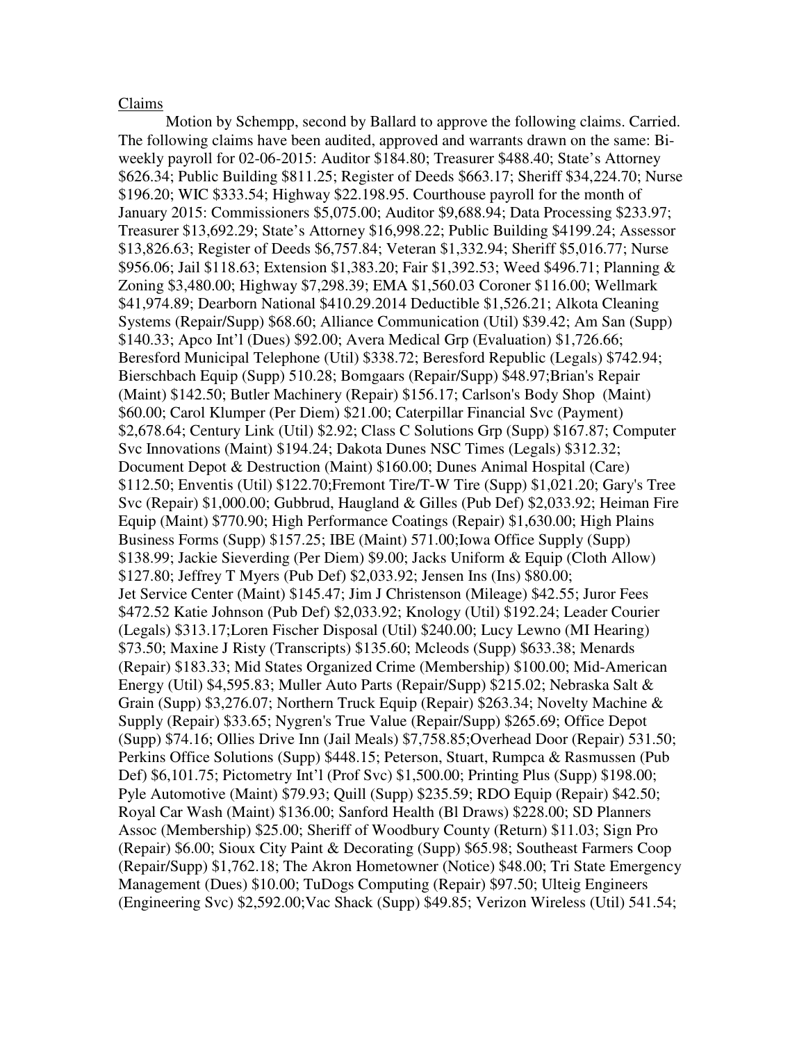Claims

Motion by Schempp, second by Ballard to approve the following claims. Carried. The following claims have been audited, approved and warrants drawn on the same: Bi-weekly payroll for 02-06-2015: Auditor $184.80; Treasurer $488.40; State's Attorney $626.34; Public Building $811.25; Register of Deeds $663.17; Sheriff $34,224.70; Nurse $196.20; WIC $333.54; Highway $22.198.95. Courthouse payroll for the month of January 2015: Commissioners $5,075.00; Auditor $9,688.94; Data Processing $233.97; Treasurer $13,692.29; State's Attorney $16,998.22; Public Building $4199.24; Assessor $13,826.63; Register of Deeds $6,757.84; Veteran $1,332.94; Sheriff $5,016.77; Nurse $956.06; Jail $118.63; Extension $1,383.20; Fair $1,392.53; Weed $496.71; Planning & Zoning $3,480.00; Highway $7,298.39; EMA $1,560.03 Coroner $116.00; Wellmark $41,974.89; Dearborn National $410.29.2014 Deductible $1,526.21; Alkota Cleaning Systems (Repair/Supp) $68.60; Alliance Communication (Util) $39.42; Am San (Supp) $140.33; Apco Int'l (Dues) $92.00; Avera Medical Grp (Evaluation) $1,726.66; Beresford Municipal Telephone (Util) $338.72; Beresford Republic (Legals) $742.94; Bierschbach Equip (Supp) 510.28; Bomgaars (Repair/Supp) $48.97;Brian's Repair (Maint) $142.50; Butler Machinery (Repair) $156.17; Carlson's Body Shop (Maint) $60.00; Carol Klumper (Per Diem) $21.00; Caterpillar Financial Svc (Payment) $2,678.64; Century Link (Util) $2.92; Class C Solutions Grp (Supp) $167.87; Computer Svc Innovations (Maint) $194.24; Dakota Dunes NSC Times (Legals) $312.32; Document Depot & Destruction (Maint) $160.00; Dunes Animal Hospital (Care) $112.50; Enventis (Util) $122.70;Fremont Tire/T-W Tire (Supp) $1,021.20; Gary's Tree Svc (Repair) $1,000.00; Gubbrud, Haugland & Gilles (Pub Def) $2,033.92; Heiman Fire Equip (Maint) $770.90; High Performance Coatings (Repair) $1,630.00; High Plains Business Forms (Supp) $157.25; IBE (Maint) 571.00;Iowa Office Supply (Supp) $138.99; Jackie Sieverding (Per Diem) $9.00; Jacks Uniform & Equip (Cloth Allow) $127.80; Jeffrey T Myers (Pub Def) $2,033.92; Jensen Ins (Ins) $80.00; Jet Service Center (Maint) $145.47; Jim J Christenson (Mileage) $42.55; Juror Fees $472.52 Katie Johnson (Pub Def) $2,033.92; Knology (Util) $192.24; Leader Courier (Legals) $313.17;Loren Fischer Disposal (Util) $240.00; Lucy Lewno (MI Hearing) $73.50; Maxine J Risty (Transcripts) $135.60; Mcleods (Supp) $633.38; Menards (Repair) $183.33; Mid States Organized Crime (Membership) $100.00; Mid-American Energy (Util) $4,595.83; Muller Auto Parts (Repair/Supp) $215.02; Nebraska Salt & Grain (Supp) $3,276.07; Northern Truck Equip (Repair) $263.34; Novelty Machine & Supply (Repair) $33.65; Nygren's True Value (Repair/Supp) $265.69; Office Depot (Supp) $74.16; Ollies Drive Inn (Jail Meals) $7,758.85;Overhead Door (Repair) 531.50; Perkins Office Solutions (Supp) $448.15; Peterson, Stuart, Rumpca & Rasmussen (Pub Def) $6,101.75; Pictometry Int'l (Prof Svc) $1,500.00; Printing Plus (Supp) $198.00; Pyle Automotive (Maint) $79.93; Quill (Supp) $235.59; RDO Equip (Repair) $42.50; Royal Car Wash (Maint) $136.00; Sanford Health (Bl Draws) $228.00; SD Planners Assoc (Membership) $25.00; Sheriff of Woodbury County (Return) $11.03; Sign Pro (Repair) $6.00; Sioux City Paint & Decorating (Supp) $65.98; Southeast Farmers Coop (Repair/Supp) $1,762.18; The Akron Hometowner (Notice) $48.00; Tri State Emergency Management (Dues) $10.00; TuDogs Computing (Repair) $97.50; Ulteig Engineers (Engineering Svc) $2,592.00;Vac Shack (Supp) $49.85; Verizon Wireless (Util) 541.54;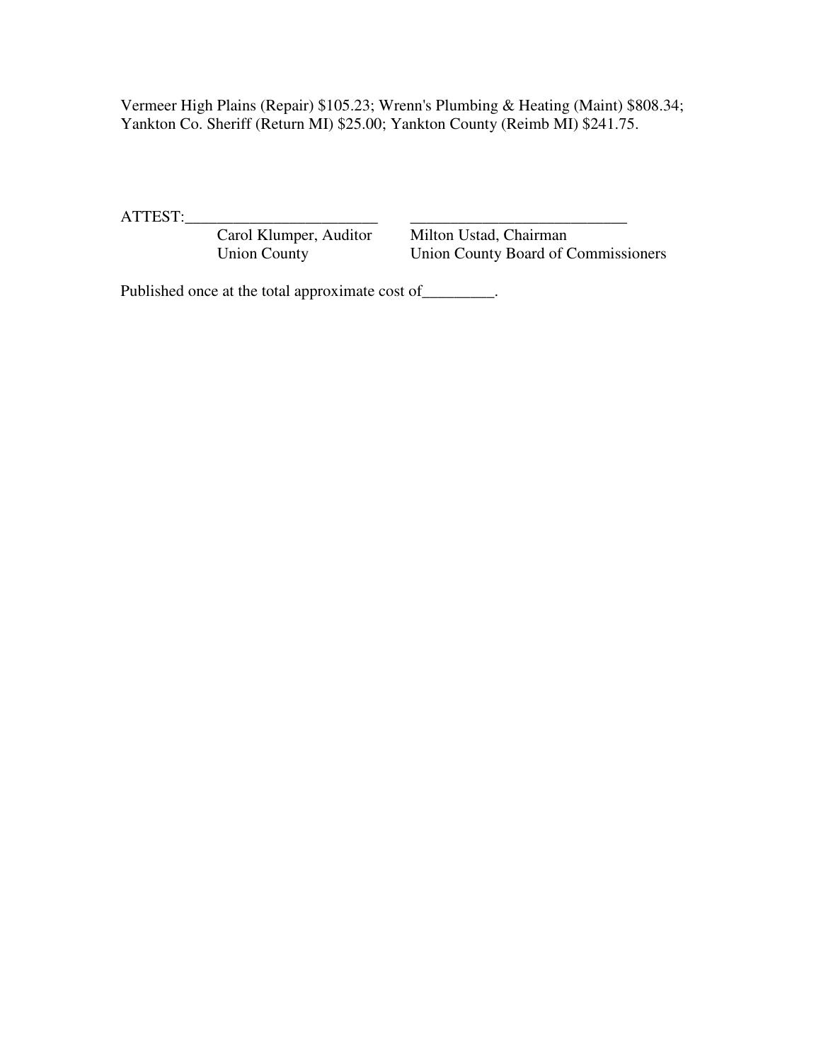Vermeer High Plains (Repair) $105.23; Wrenn's Plumbing & Heating (Maint) $808.34; Yankton Co. Sheriff (Return MI) $25.00; Yankton County (Reimb MI) $241.75.

ATTEST:________________________ ___________________________

Carol Klumper, Auditor
Union County

Milton Ustad, Chairman
Union County Board of Commissioners

Published once at the total approximate cost of_________.